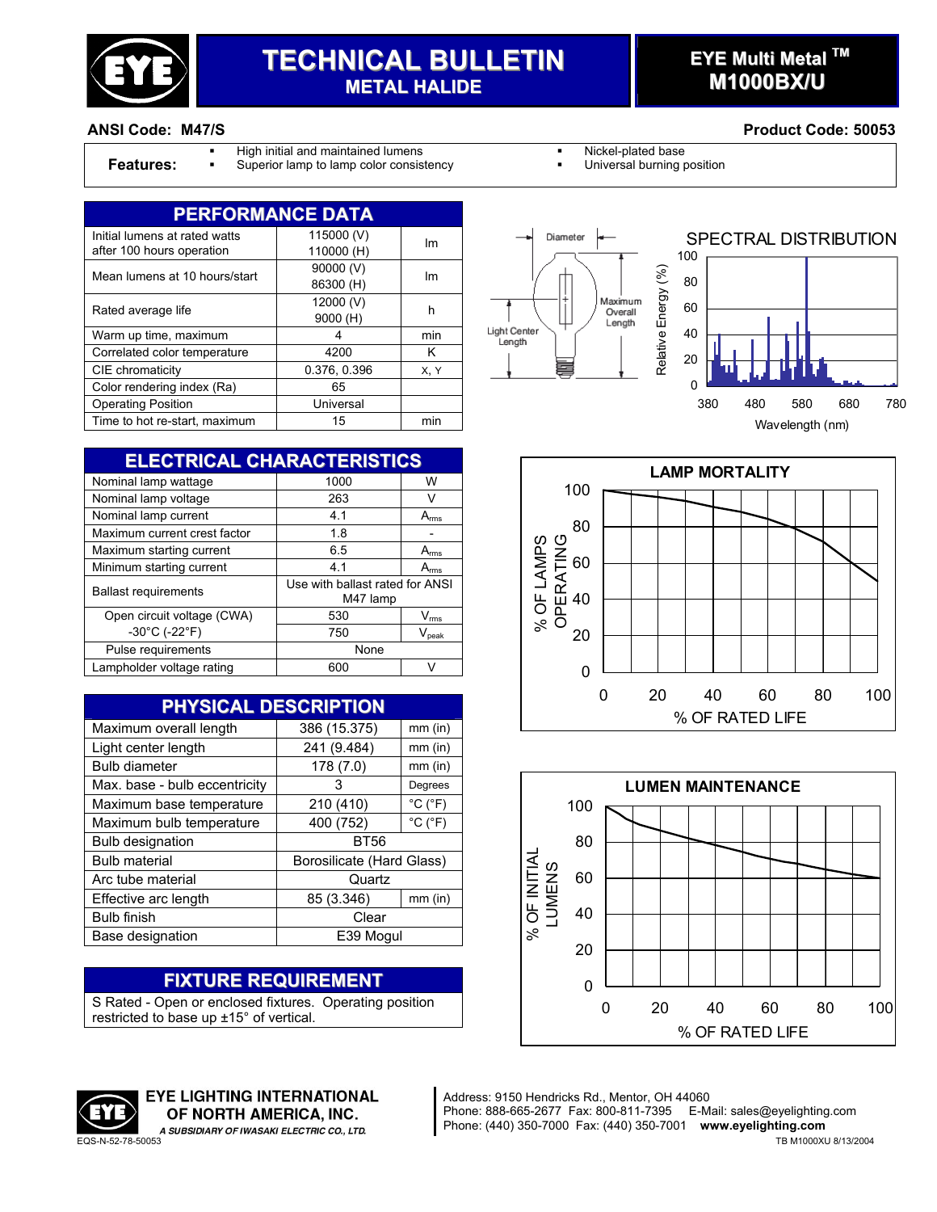# TECHNICAL BULLETIN
## METAL HALIDE

**EYE Multi Metal ™ M1000BX/U**

**ANSI Code: M47/S** **Product Code: 50053**

**Features:**
- High initial and maintained lumens
- Superior lamp to lamp color consistency
- Nickel-plated base
- Universal burning position

## PERFORMANCE DATA

| | | |
|---|---|---|
| Initial lumens at rated watts after 100 hours operation | 115000 (V) 110000 (H) | lm |
| Mean lumens at 10 hours/start | 90000 (V) 86300 (H) | lm |
| Rated average life | 12000 (V) 9000 (H) | h |
| Warm up time, maximum | 4 | min |
| Correlated color temperature | 4200 | K |
| CIE chromaticity | 0.376, 0.396 | X, Y |
| Color rendering index (Ra) | 65 | |
| Operating Position | Universal | |
| Time to hot re-start, maximum | 15 | min |

## ELECTRICAL CHARACTERISTICS

| | | |
|---|---|---|
| Nominal lamp wattage | 1000 | W |
| Nominal lamp voltage | 263 | V |
| Nominal lamp current | 4.1 | $A_{rms}$ |
| Maximum current crest factor | 1.8 | - |
| Maximum starting current | 6.5 | $A_{rms}$ |
| Minimum starting current | 4.1 | $A_{rms}$ |
| Ballast requirements | Use with ballast rated for ANSI M47 lamp | |
| Open circuit voltage (CWA) -30°C (-22°F) | 530 | $V_{rms}$ |
| | 750 | $V_{peak}$ |
| Pulse requirements | None | |
| Lampholder voltage rating | 600 | V |

## PHYSICAL DESCRIPTION

| | | |
|---|---|---|
| Maximum overall length | 386 (15.375) | mm (in) |
| Light center length | 241 (9.484) | mm (in) |
| Bulb diameter | 178 (7.0) | mm (in) |
| Max. base - bulb eccentricity | 3 | Degrees |
| Maximum base temperature | 210 (410) | °C (°F) |
| Maximum bulb temperature | 400 (752) | °C (°F) |
| Bulb designation | BT56 | |
| Bulb material | Borosilicate (Hard Glass) | |
| Arc tube material | Quartz | |
| Effective arc length | 85 (3.346) | mm (in) |
| Bulb finish | Clear | |
| Base designation | E39 Mogul | |

## FIXTURE REQUIREMENT

S Rated - Open or enclosed fixtures. Operating position restricted to base up ±15° of vertical.

Diameter — Maximum Overall Length — Light Center Length

**SPECTRAL DISTRIBUTION** — Relative Energy (%) vs. Wavelength (nm), 380–780

**LAMP MORTALITY** — % OF LAMPS OPERATING vs. % OF RATED LIFE

**LUMEN MAINTENANCE** — % OF INITIAL LUMENS vs. % OF RATED LIFE

**EYE LIGHTING INTERNATIONAL OF NORTH AMERICA, INC.**
*A SUBSIDIARY OF IWASAKI ELECTRIC CO., LTD.*

EQS-N-52-78-50053

Address: 9150 Hendricks Rd., Mentor, OH 44060
Phone: 888-665-2677 Fax: 800-811-7395 E-Mail: sales@eyelighting.com
Phone: (440) 350-7000 Fax: (440) 350-7001 **www.eyelighting.com**

TB M1000XU 8/13/2004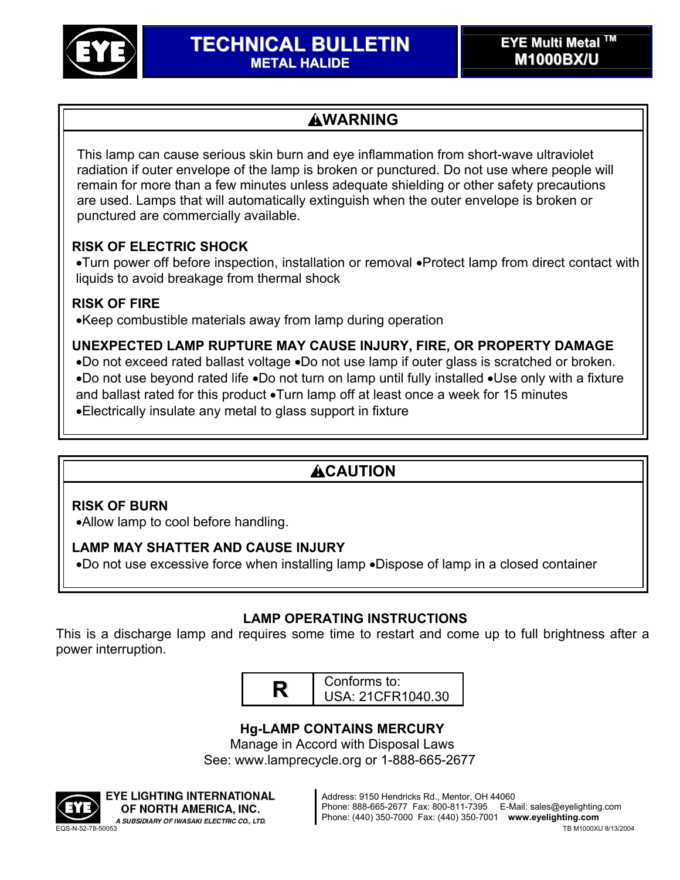# TECHNICAL BULLETIN
## METAL HALIDE

**EYE Multi Metal ™**
**M1000BX/U**

## ⚠WARNING

This lamp can cause serious skin burn and eye inflammation from short-wave ultraviolet radiation if outer envelope of the lamp is broken or punctured. Do not use where people will remain for more than a few minutes unless adequate shielding or other safety precautions are used. Lamps that will automatically extinguish when the outer envelope is broken or punctured are commercially available.

**RISK OF ELECTRIC SHOCK**

•Turn power off before inspection, installation or removal •Protect lamp from direct contact with liquids to avoid breakage from thermal shock

**RISK OF FIRE**

•Keep combustible materials away from lamp during operation

**UNEXPECTED LAMP RUPTURE MAY CAUSE INJURY, FIRE, OR PROPERTY DAMAGE**

•Do not exceed rated ballast voltage •Do not use lamp if outer glass is scratched or broken. •Do not use beyond rated life •Do not turn on lamp until fully installed •Use only with a fixture and ballast rated for this product •Turn lamp off at least once a week for 15 minutes •Electrically insulate any metal to glass support in fixture

## ⚠CAUTION

**RISK OF BURN**

•Allow lamp to cool before handling.

**LAMP MAY SHATTER AND CAUSE INJURY**

•Do not use excessive force when installing lamp •Dispose of lamp in a closed container

### LAMP OPERATING INSTRUCTIONS

This is a discharge lamp and requires some time to restart and come up to full brightness after a power interruption.

| | |
|---|---|
| **R** | Conforms to:<br>USA: 21CFR1040.30 |

**Hg-LAMP CONTAINS MERCURY**

Manage in Accord with Disposal Laws

See: www.lamprecycle.org or 1-888-665-2677

**EYE LIGHTING INTERNATIONAL OF NORTH AMERICA, INC.**
*A SUBSIDIARY OF IWASAKI ELECTRIC CO., LTD.*

EQS-N-52-78-50053

Address: 9150 Hendricks Rd., Mentor, OH 44060
Phone: 888-665-2677 Fax: 800-811-7395 E-Mail: sales@eyelighting.com
Phone: (440) 350-7000 Fax: (440) 350-7001 **www.eyelighting.com**

TB M1000XU 8/13/2004